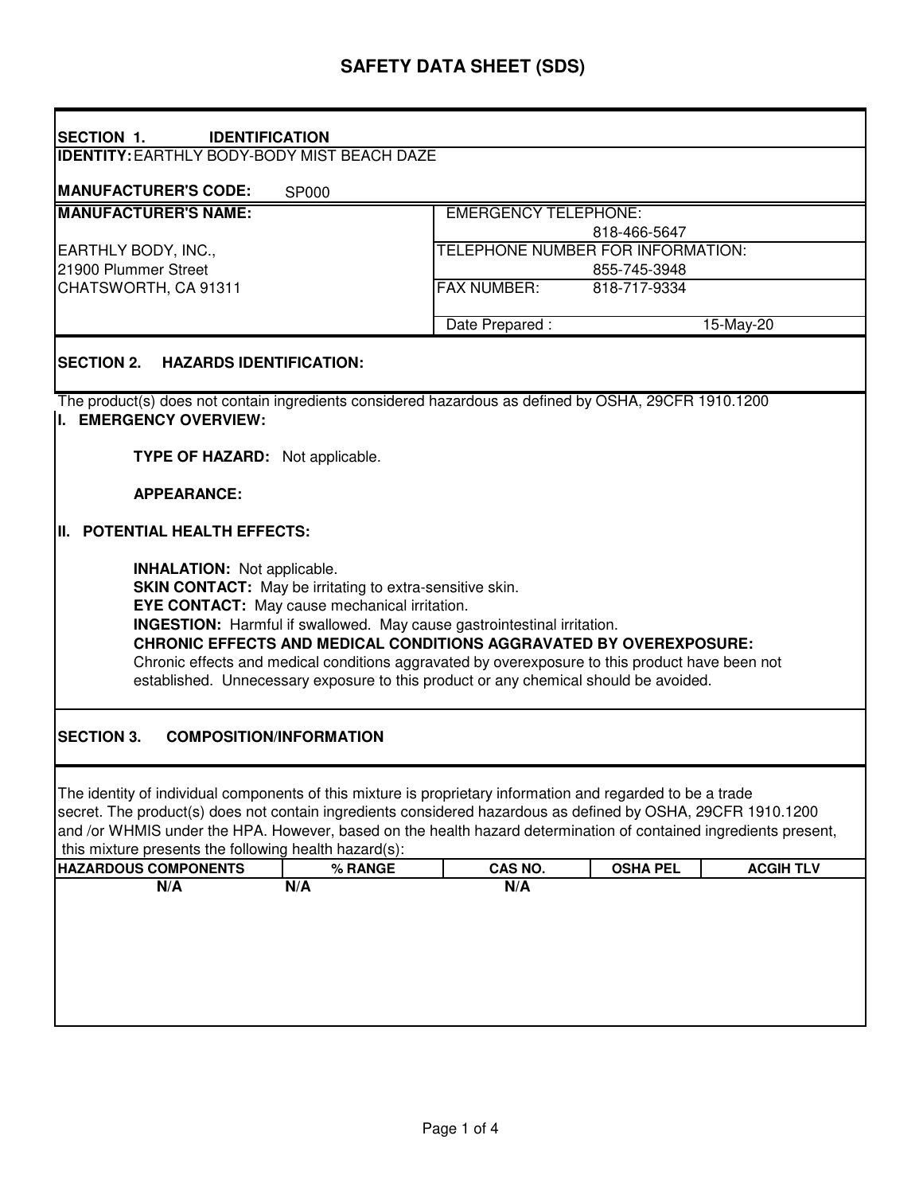# SAFETY DATA SHEET (SDS)

## SECTION 1. IDENTIFICATION

**IDENTITY:** EARTHLY BODY-BODY MIST BEACH DAZE

**MANUFACTURER'S CODE:** SP000

| **MANUFACTURER'S NAME:** | |
|---|---|
| | EMERGENCY TELEPHONE: 818-466-5647 |
| EARTHLY BODY, INC., | TELEPHONE NUMBER FOR INFORMATION: |
| 21900 Plummer Street | 855-745-3948 |
| CHATSWORTH, CA 91311 | FAX NUMBER: 818-717-9334 |
| | Date Prepared : 15-May-20 |

## SECTION 2. HAZARDS IDENTIFICATION:

The product(s) does not contain ingredients considered hazardous as defined by OSHA, 29CFR 1910.1200

### I. EMERGENCY OVERVIEW:

**TYPE OF HAZARD:** Not applicable.

**APPEARANCE:**

### II. POTENTIAL HEALTH EFFECTS:

**INHALATION:** Not applicable.
**SKIN CONTACT:** May be irritating to extra-sensitive skin.
**EYE CONTACT:** May cause mechanical irritation.
**INGESTION:** Harmful if swallowed. May cause gastrointestinal irritation.
**CHRONIC EFFECTS AND MEDICAL CONDITIONS AGGRAVATED BY OVEREXPOSURE:**
Chronic effects and medical conditions aggravated by overexposure to this product have been not established. Unnecessary exposure to this product or any chemical should be avoided.

## SECTION 3. COMPOSITION/INFORMATION

The identity of individual components of this mixture is proprietary information and regarded to be a trade secret. The product(s) does not contain ingredients considered hazardous as defined by OSHA, 29CFR 1910.1200 and /or WHMIS under the HPA. However, based on the health hazard determination of contained ingredients present, this mixture presents the following health hazard(s):

| HAZARDOUS COMPONENTS | % RANGE | CAS NO. | OSHA PEL | ACGIH TLV |
|---|---|---|---|---|
| N/A | N/A | N/A | | |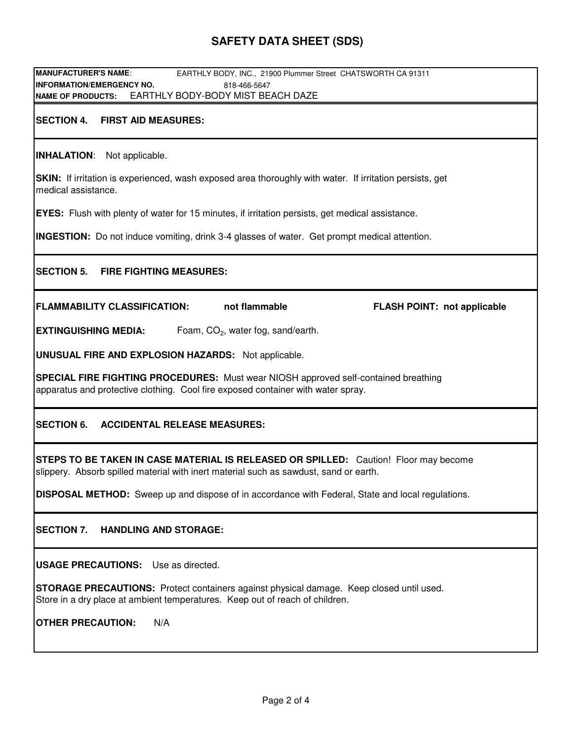# SAFETY DATA SHEET (SDS)

**MANUFACTURER'S NAME**: EARTHLY BODY, INC., 21900 Plummer Street CHATSWORTH CA 91311
**INFORMATION/EMERGENCY NO.** 818-466-5647
**NAME OF PRODUCTS:** EARTHLY BODY-BODY MIST BEACH DAZE

## SECTION 4. FIRST AID MEASURES:

**INHALATION**: Not applicable.

**SKIN:** If irritation is experienced, wash exposed area thoroughly with water. If irritation persists, get medical assistance.

**EYES:** Flush with plenty of water for 15 minutes, if irritation persists, get medical assistance.

**INGESTION:** Do not induce vomiting, drink 3-4 glasses of water. Get prompt medical attention.

## SECTION 5. FIRE FIGHTING MEASURES:

**FLAMMABILITY CLASSIFICATION:** **not flammable** **FLASH POINT: not applicable**

**EXTINGUISHING MEDIA:** Foam, $CO_2$, water fog, sand/earth.

**UNUSUAL FIRE AND EXPLOSION HAZARDS:** Not applicable.

**SPECIAL FIRE FIGHTING PROCEDURES:** Must wear NIOSH approved self-contained breathing apparatus and protective clothing. Cool fire exposed container with water spray.

## SECTION 6. ACCIDENTAL RELEASE MEASURES:

**STEPS TO BE TAKEN IN CASE MATERIAL IS RELEASED OR SPILLED:** Caution! Floor may become slippery. Absorb spilled material with inert material such as sawdust, sand or earth.

**DISPOSAL METHOD:** Sweep up and dispose of in accordance with Federal, State and local regulations.

## SECTION 7. HANDLING AND STORAGE:

**USAGE PRECAUTIONS:** Use as directed.

**STORAGE PRECAUTIONS:** Protect containers against physical damage. Keep closed until used. Store in a dry place at ambient temperatures. Keep out of reach of children.

**OTHER PRECAUTION:** N/A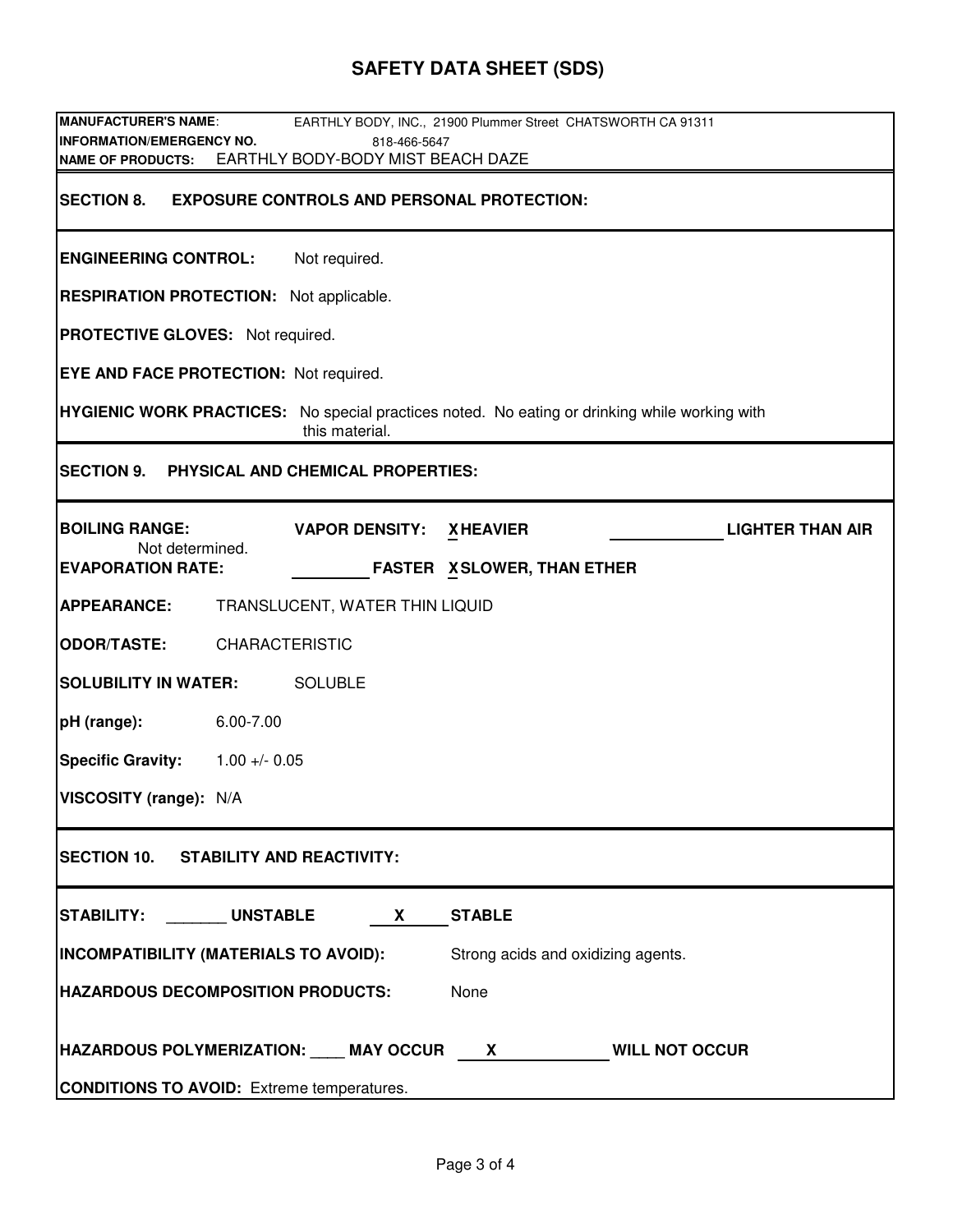# SAFETY DATA SHEET (SDS)

**MANUFACTURER'S NAME**: EARTHLY BODY, INC., 21900 Plummer Street CHATSWORTH CA 91311
**INFORMATION/EMERGENCY NO.** 818-466-5647
**NAME OF PRODUCTS:** EARTHLY BODY-BODY MIST BEACH DAZE

## SECTION 8. EXPOSURE CONTROLS AND PERSONAL PROTECTION:

**ENGINEERING CONTROL:** Not required.

**RESPIRATION PROTECTION:** Not applicable.

**PROTECTIVE GLOVES:** Not required.

**EYE AND FACE PROTECTION:** Not required.

**HYGIENIC WORK PRACTICES:** No special practices noted. No eating or drinking while working with this material.

## SECTION 9. PHYSICAL AND CHEMICAL PROPERTIES:

**BOILING RANGE:** Not determined.

**VAPOR DENSITY:** X HEAVIER ____________ LIGHTER THAN AIR

**EVAPORATION RATE:** ________ FASTER X SLOWER, THAN ETHER

**APPEARANCE:** TRANSLUCENT, WATER THIN LIQUID

**ODOR/TASTE:** CHARACTERISTIC

**SOLUBILITY IN WATER:** SOLUBLE

**pH (range):** 6.00-7.00

**Specific Gravity:** 1.00 +/- 0.05

**VISCOSITY (range):** N/A

## SECTION 10. STABILITY AND REACTIVITY:

**STABILITY:** _______ **UNSTABLE** ___X___ **STABLE**

**INCOMPATIBILITY (MATERIALS TO AVOID):** Strong acids and oxidizing agents.

**HAZARDOUS DECOMPOSITION PRODUCTS:** None

**HAZARDOUS POLYMERIZATION:** ____ **MAY OCCUR** ___X___ **WILL NOT OCCUR**

**CONDITIONS TO AVOID:** Extreme temperatures.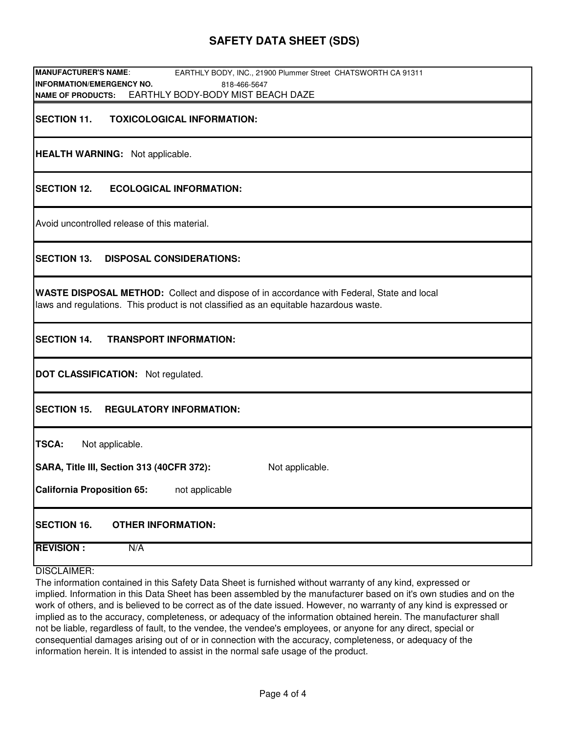# SAFETY DATA SHEET (SDS)

**MANUFACTURER'S NAME**: EARTHLY BODY, INC., 21900 Plummer Street CHATSWORTH CA 91311
**INFORMATION/EMERGENCY NO.** 818-466-5647
**NAME OF PRODUCTS:** EARTHLY BODY-BODY MIST BEACH DAZE

## SECTION 11. TOXICOLOGICAL INFORMATION:

**HEALTH WARNING:** Not applicable.

## SECTION 12. ECOLOGICAL INFORMATION:

Avoid uncontrolled release of this material.

## SECTION 13. DISPOSAL CONSIDERATIONS:

**WASTE DISPOSAL METHOD:** Collect and dispose of in accordance with Federal, State and local laws and regulations. This product is not classified as an equitable hazardous waste.

## SECTION 14. TRANSPORT INFORMATION:

**DOT CLASSIFICATION:** Not regulated.

## SECTION 15. REGULATORY INFORMATION:

**TSCA:** Not applicable.

**SARA, Title III, Section 313 (40CFR 372):** Not applicable.

**California Proposition 65:** not applicable

## SECTION 16. OTHER INFORMATION:

**REVISION :** N/A

DISCLAIMER:
The information contained in this Safety Data Sheet is furnished without warranty of any kind, expressed or implied. Information in this Data Sheet has been assembled by the manufacturer based on it's own studies and on the work of others, and is believed to be correct as of the date issued. However, no warranty of any kind is expressed or implied as to the accuracy, completeness, or adequacy of the information obtained herein. The manufacturer shall not be liable, regardless of fault, to the vendee, the vendee's employees, or anyone for any direct, special or consequential damages arising out of or in connection with the accuracy, completeness, or adequacy of the information herein. It is intended to assist in the normal safe usage of the product.